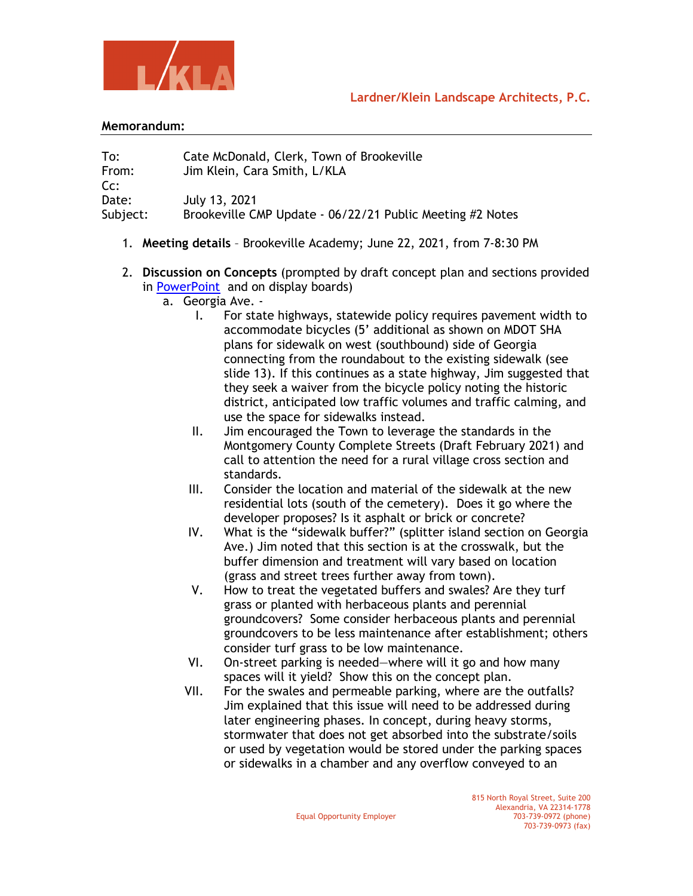L/KLA

**Lardner/Klein Landscape Architects, P.C.**

**Memorandum:**

To: Cate McDonald, Clerk, Town of Brookeville
From: Jim Klein, Cara Smith, L/KLA
Cc:
Date: July 13, 2021
Subject: Brookeville CMP Update - 06/22/21 Public Meeting #2 Notes

1. **Meeting details** – Brookeville Academy; June 22, 2021, from 7-8:30 PM

2. **Discussion on Concepts** (prompted by draft concept plan and sections provided in PowerPoint and on display boards)
   a. Georgia Ave. -
      I. For state highways, statewide policy requires pavement width to accommodate bicycles (5' additional as shown on MDOT SHA plans for sidewalk on west (southbound) side of Georgia connecting from the roundabout to the existing sidewalk (see slide 13). If this continues as a state highway, Jim suggested that they seek a waiver from the bicycle policy noting the historic district, anticipated low traffic volumes and traffic calming, and use the space for sidewalks instead.
      II. Jim encouraged the Town to leverage the standards in the Montgomery County Complete Streets (Draft February 2021) and call to attention the need for a rural village cross section and standards.
      III. Consider the location and material of the sidewalk at the new residential lots (south of the cemetery). Does it go where the developer proposes? Is it asphalt or brick or concrete?
      IV. What is the "sidewalk buffer?" (splitter island section on Georgia Ave.) Jim noted that this section is at the crosswalk, but the buffer dimension and treatment will vary based on location (grass and street trees further away from town).
      V. How to treat the vegetated buffers and swales? Are they turf grass or planted with herbaceous plants and perennial groundcovers? Some consider herbaceous plants and perennial groundcovers to be less maintenance after establishment; others consider turf grass to be low maintenance.
      VI. On-street parking is needed—where will it go and how many spaces will it yield? Show this on the concept plan.
      VII. For the swales and permeable parking, where are the outfalls? Jim explained that this issue will need to be addressed during later engineering phases. In concept, during heavy storms, stormwater that does not get absorbed into the substrate/soils or used by vegetation would be stored under the parking spaces or sidewalks in a chamber and any overflow conveyed to an

Equal Opportunity Employer

815 North Royal Street, Suite 200
Alexandria, VA 22314-1778
703-739-0972 (phone)
703-739-0973 (fax)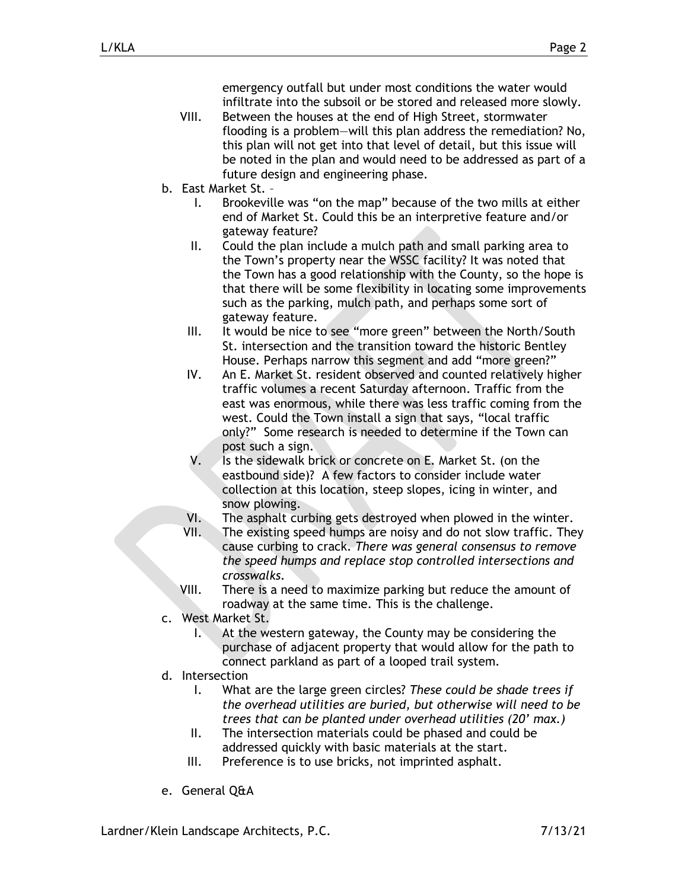emergency outfall but under most conditions the water would infiltrate into the subsoil or be stored and released more slowly.

VIII. Between the houses at the end of High Street, stormwater flooding is a problem—will this plan address the remediation? No, this plan will not get into that level of detail, but this issue will be noted in the plan and would need to be addressed as part of a future design and engineering phase.

b. East Market St. –

I. Brookeville was "on the map" because of the two mills at either end of Market St. Could this be an interpretive feature and/or gateway feature?

II. Could the plan include a mulch path and small parking area to the Town's property near the WSSC facility? It was noted that the Town has a good relationship with the County, so the hope is that there will be some flexibility in locating some improvements such as the parking, mulch path, and perhaps some sort of gateway feature.

III. It would be nice to see "more green" between the North/South St. intersection and the transition toward the historic Bentley House. Perhaps narrow this segment and add "more green?"

IV. An E. Market St. resident observed and counted relatively higher traffic volumes a recent Saturday afternoon. Traffic from the east was enormous, while there was less traffic coming from the west. Could the Town install a sign that says, "local traffic only?" Some research is needed to determine if the Town can post such a sign.

V. Is the sidewalk brick or concrete on E. Market St. (on the eastbound side)? A few factors to consider include water collection at this location, steep slopes, icing in winter, and snow plowing.

VI. The asphalt curbing gets destroyed when plowed in the winter.

VII. The existing speed humps are noisy and do not slow traffic. They cause curbing to crack. *There was general consensus to remove the speed humps and replace stop controlled intersections and crosswalks.*

VIII. There is a need to maximize parking but reduce the amount of roadway at the same time. This is the challenge.

c. West Market St.

I. At the western gateway, the County may be considering the purchase of adjacent property that would allow for the path to connect parkland as part of a looped trail system.

d. Intersection

I. What are the large green circles? *These could be shade trees if the overhead utilities are buried, but otherwise will need to be trees that can be planted under overhead utilities (20' max.)*

II. The intersection materials could be phased and could be addressed quickly with basic materials at the start.

III. Preference is to use bricks, not imprinted asphalt.

e. General Q&A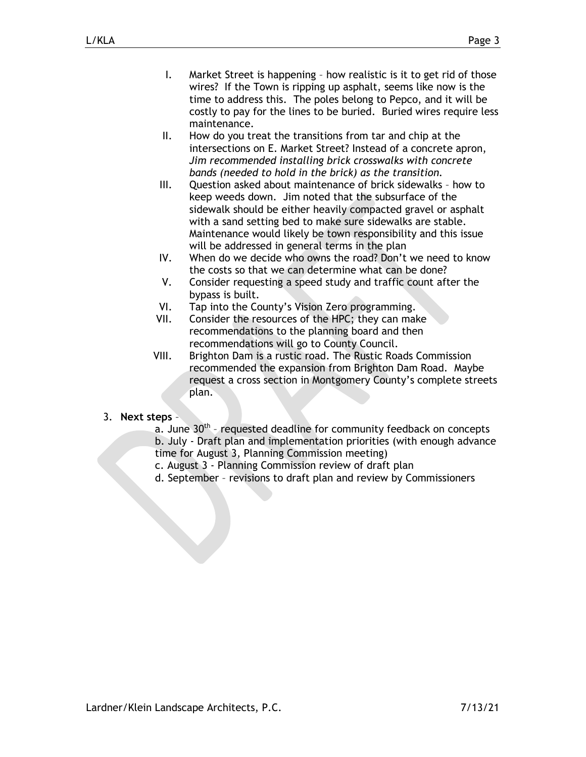I. Market Street is happening – how realistic is it to get rid of those wires? If the Town is ripping up asphalt, seems like now is the time to address this. The poles belong to Pepco, and it will be costly to pay for the lines to be buried. Buried wires require less maintenance.

II. How do you treat the transitions from tar and chip at the intersections on E. Market Street? Instead of a concrete apron, *Jim recommended installing brick crosswalks with concrete bands (needed to hold in the brick) as the transition.*

III. Question asked about maintenance of brick sidewalks – how to keep weeds down. Jim noted that the subsurface of the sidewalk should be either heavily compacted gravel or asphalt with a sand setting bed to make sure sidewalks are stable. Maintenance would likely be town responsibility and this issue will be addressed in general terms in the plan

IV. When do we decide who owns the road? Don't we need to know the costs so that we can determine what can be done?

V. Consider requesting a speed study and traffic count after the bypass is built.

VI. Tap into the County's Vision Zero programming.

VII. Consider the resources of the HPC; they can make recommendations to the planning board and then recommendations will go to County Council.

VIII. Brighton Dam is a rustic road. The Rustic Roads Commission recommended the expansion from Brighton Dam Road. Maybe request a cross section in Montgomery County's complete streets plan.

3. **Next steps** –

   a. June 30th – requested deadline for community feedback on concepts
   b. July - Draft plan and implementation priorities (with enough advance time for August 3, Planning Commission meeting)
   c. August 3 - Planning Commission review of draft plan
   d. September – revisions to draft plan and review by Commissioners